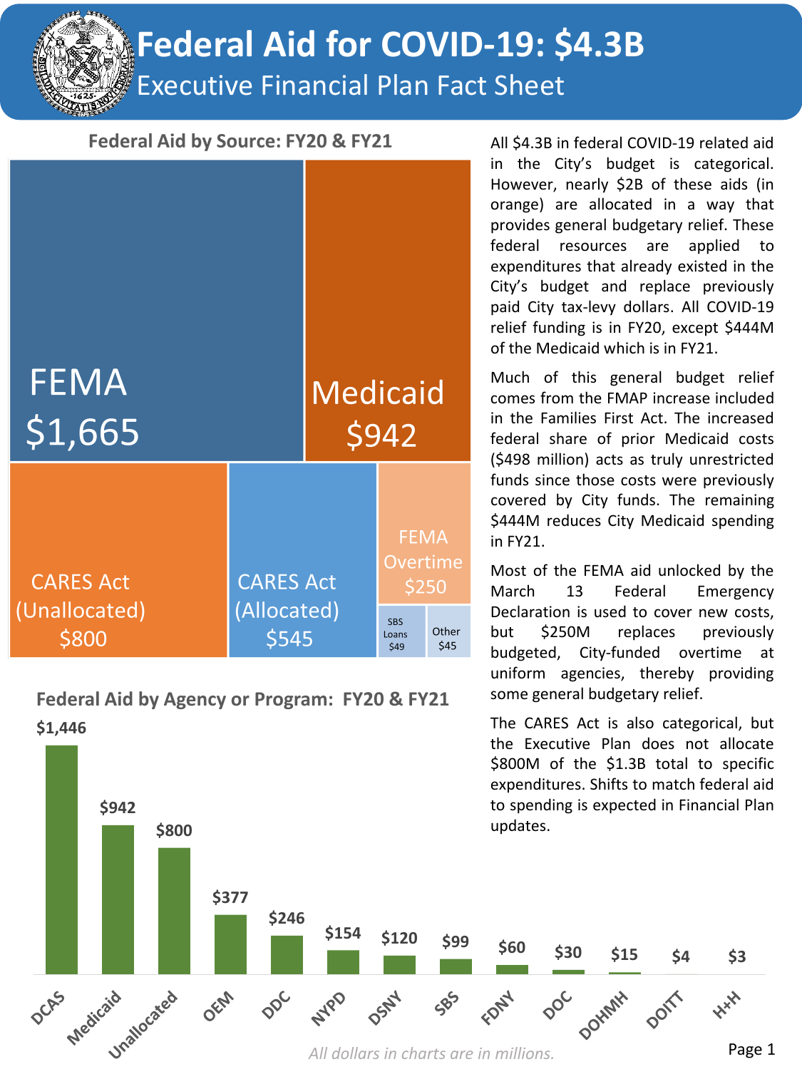# Federal Aid for COVID-19: $4.3B

## Executive Financial Plan Fact Sheet

### Federal Aid by Source: FY20 & FY21

| Source | Amount |
|---|---|
| FEMA | $1,665 |
| Medicaid | $942 |
| CARES Act (Unallocated) | $800 |
| CARES Act (Allocated) | $545 |
| FEMA Overtime | $250 |
| SBS Loans | $49 |
| Other | $45 |

### Federal Aid by Agency or Program: FY20 & FY21

| Agency or Program | Amount |
|---|---|
| DCAS | $1,446 |
| Medicaid | $942 |
| Unallocated | $800 |
| OEM | $377 |
| DDC | $246 |
| NYPD | $154 |
| DSNY | $120 |
| SBS | $99 |
| FDNY | $60 |
| DOC | $30 |
| DOHMH | $15 |
| DOITT | $4 |
| H+H | $3 |

*All dollars in charts are in millions.*

All $4.3B in federal COVID-19 related aid in the City's budget is categorical. However, nearly $2B of these aids (in orange) are allocated in a way that provides general budgetary relief. These federal resources are applied to expenditures that already existed in the City's budget and replace previously paid City tax-levy dollars. All COVID-19 relief funding is in FY20, except $444M of the Medicaid which is in FY21.

Much of this general budget relief comes from the FMAP increase included in the Families First Act. The increased federal share of prior Medicaid costs ($498 million) acts as truly unrestricted funds since those costs were previously covered by City funds. The remaining $444M reduces City Medicaid spending in FY21.

Most of the FEMA aid unlocked by the March 13 Federal Emergency Declaration is used to cover new costs, but $250M replaces previously budgeted, City-funded overtime at uniform agencies, thereby providing some general budgetary relief.

The CARES Act is also categorical, but the Executive Plan does not allocate $800M of the $1.3B total to specific expenditures. Shifts to match federal aid to spending is expected in Financial Plan updates.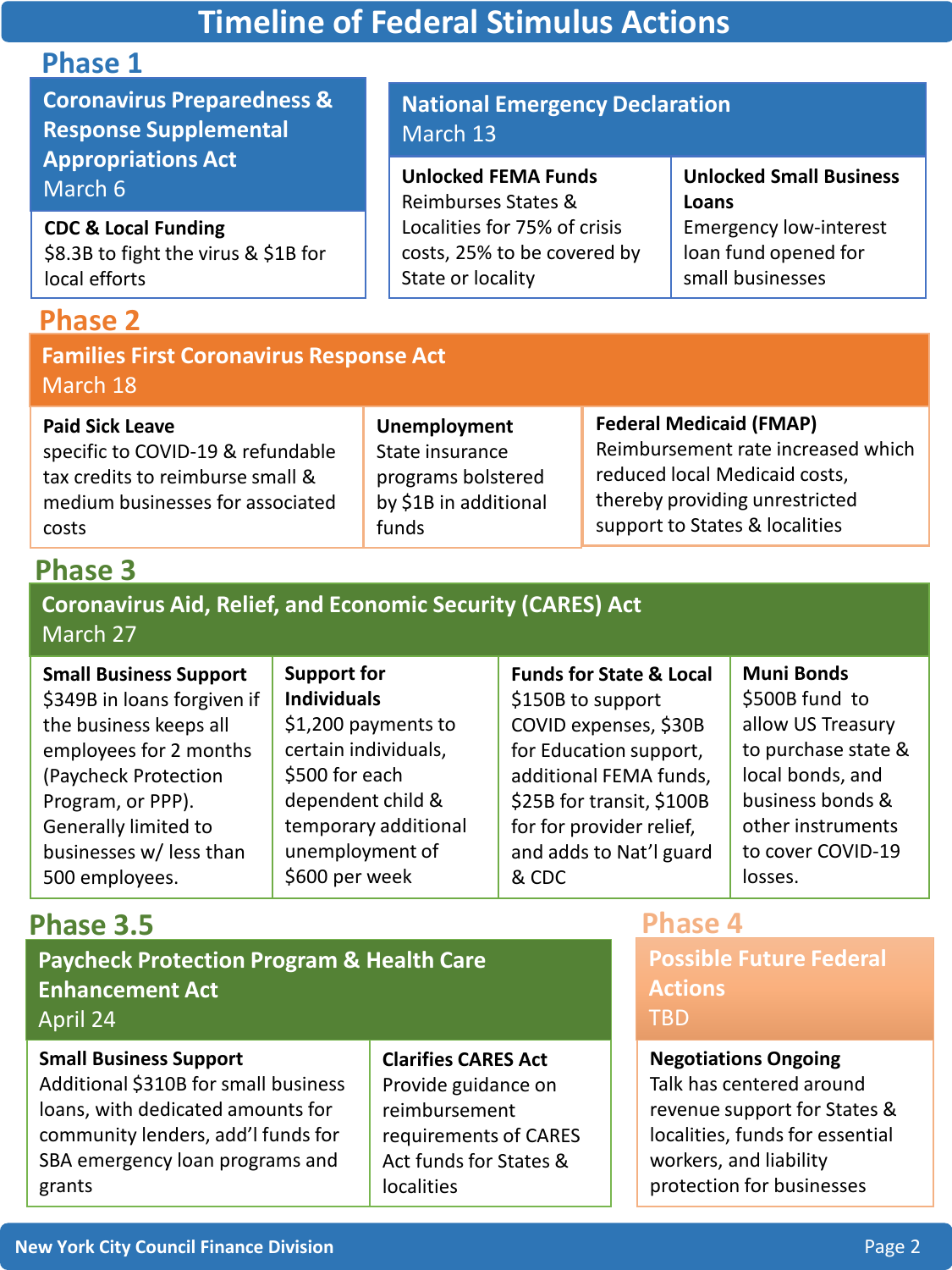# Timeline of Federal Stimulus Actions

## Phase 1

### Coronavirus Preparedness & Response Supplemental Appropriations Act
March 6

**CDC & Local Funding**
$8.3B to fight the virus & $1B for local efforts

### National Emergency Declaration
March 13

**Unlocked FEMA Funds**
Reimburses States & Localities for 75% of crisis costs, 25% to be covered by State or locality

**Unlocked Small Business Loans**
Emergency low-interest loan fund opened for small businesses

## Phase 2

### Families First Coronavirus Response Act
March 18

**Paid Sick Leave**
specific to COVID-19 & refundable tax credits to reimburse small & medium businesses for associated costs

**Unemployment**
State insurance programs bolstered by $1B in additional funds

**Federal Medicaid (FMAP)**
Reimbursement rate increased which reduced local Medicaid costs, thereby providing unrestricted support to States & localities

## Phase 3

### Coronavirus Aid, Relief, and Economic Security (CARES) Act
March 27

**Small Business Support**
$349B in loans forgiven if the business keeps all employees for 2 months (Paycheck Protection Program, or PPP). Generally limited to businesses w/ less than 500 employees.

**Support for Individuals**
$1,200 payments to certain individuals, $500 for each dependent child & temporary additional unemployment of $600 per week

**Funds for State & Local**
$150B to support COVID expenses, $30B for Education support, additional FEMA funds, $25B for transit, $100B for for provider relief, and adds to Nat'l guard & CDC

**Muni Bonds**
$500B fund to allow US Treasury to purchase state & local bonds, and business bonds & other instruments to cover COVID-19 losses.

## Phase 3.5

### Paycheck Protection Program & Health Care Enhancement Act
April 24

**Small Business Support**
Additional $310B for small business loans, with dedicated amounts for community lenders, add'l funds for SBA emergency loan programs and grants

**Clarifies CARES Act**
Provide guidance on reimbursement requirements of CARES Act funds for States & localities

## Phase 4

### Possible Future Federal Actions
TBD

**Negotiations Ongoing**
Talk has centered around revenue support for States & localities, funds for essential workers, and liability protection for businesses